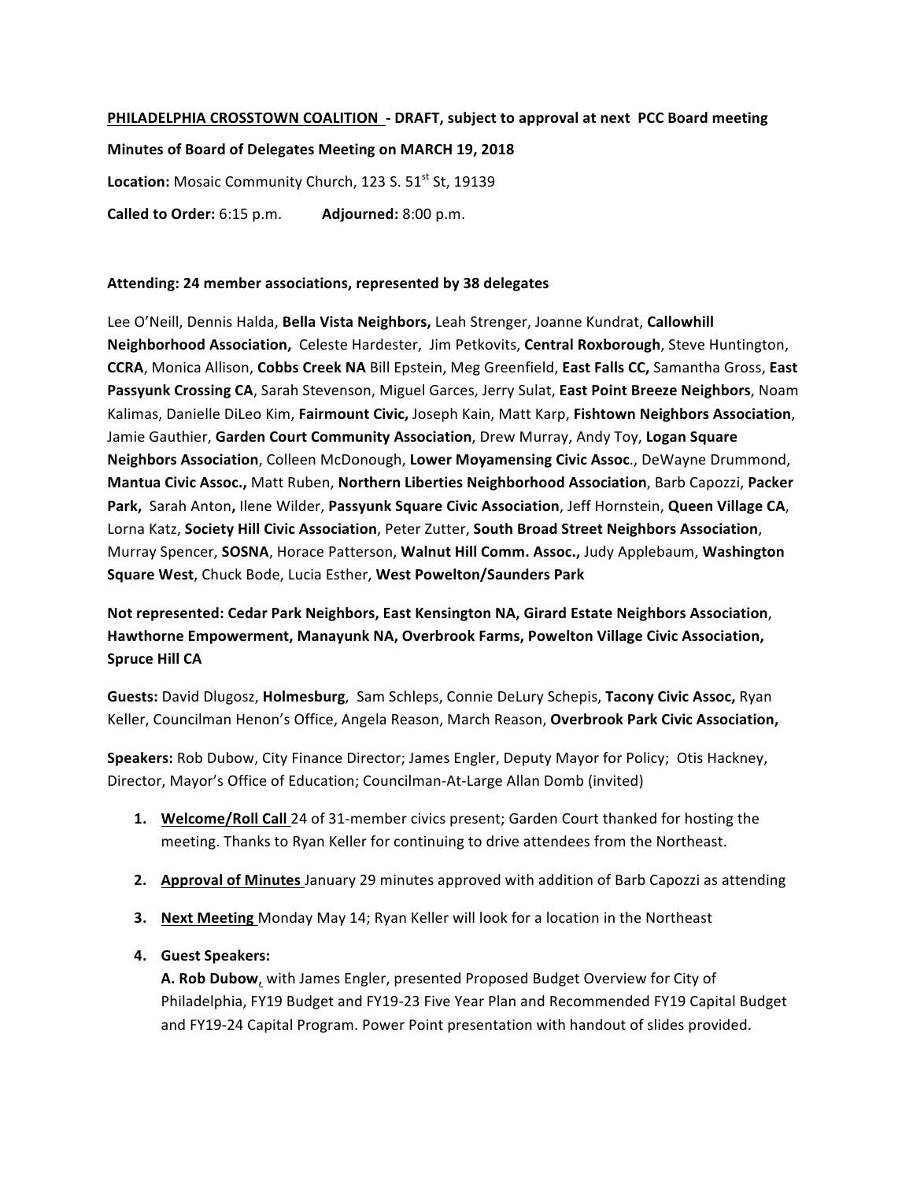**PHILADELPHIA CROSSTOWN COALITION - DRAFT, subject to approval at next PCC Board meeting**

**Minutes of Board of Delegates Meeting on MARCH 19, 2018**

**Location:** Mosaic Community Church, 123 S. 51st St, 19139

**Called to Order:** 6:15 p.m. **Adjourned:** 8:00 p.m.

**Attending: 24 member associations, represented by 38 delegates**

Lee O'Neill, Dennis Halda, **Bella Vista Neighbors,** Leah Strenger, Joanne Kundrat, **Callowhill Neighborhood Association,** Celeste Hardester, Jim Petkovits, **Central Roxborough**, Steve Huntington, **CCRA**, Monica Allison, **Cobbs Creek NA** Bill Epstein, Meg Greenfield, **East Falls CC,** Samantha Gross, **East Passyunk Crossing CA**, Sarah Stevenson, Miguel Garces, Jerry Sulat, **East Point Breeze Neighbors**, Noam Kalimas, Danielle DiLeo Kim, **Fairmount Civic,** Joseph Kain, Matt Karp, **Fishtown Neighbors Association**, Jamie Gauthier, **Garden Court Community Association**, Drew Murray, Andy Toy, **Logan Square Neighbors Association**, Colleen McDonough, **Lower Moyamensing Civic Assoc**., DeWayne Drummond, **Mantua Civic Assoc.,** Matt Ruben, **Northern Liberties Neighborhood Association**, Barb Capozzi, **Packer Park,** Sarah Anton**,** llene Wilder, **Passyunk Square Civic Association**, Jeff Hornstein, **Queen Village CA**, Lorna Katz, **Society Hill Civic Association**, Peter Zutter, **South Broad Street Neighbors Association**, Murray Spencer, **SOSNA**, Horace Patterson, **Walnut Hill Comm. Assoc.,** Judy Applebaum, **Washington Square West**, Chuck Bode, Lucia Esther, **West Powelton/Saunders Park**

**Not represented: Cedar Park Neighbors, East Kensington NA, Girard Estate Neighbors Association**, **Hawthorne Empowerment, Manayunk NA, Overbrook Farms, Powelton Village Civic Association, Spruce Hill CA**

**Guests:** David Dlugosz, **Holmesburg**, Sam Schleps, Connie DeLury Schepis, **Tacony Civic Assoc,** Ryan Keller, Councilman Henon's Office, Angela Reason, March Reason, **Overbrook Park Civic Association,**

**Speakers:** Rob Dubow, City Finance Director; James Engler, Deputy Mayor for Policy; Otis Hackney, Director, Mayor's Office of Education; Councilman-At-Large Allan Domb (invited)

1. **Welcome/Roll Call** 24 of 31-member civics present; Garden Court thanked for hosting the meeting. Thanks to Ryan Keller for continuing to drive attendees from the Northeast.

2. **Approval of Minutes** January 29 minutes approved with addition of Barb Capozzi as attending

3. **Next Meeting** Monday May 14; Ryan Keller will look for a location in the Northeast

4. **Guest Speakers:**

   **A. Rob Dubow**, with James Engler, presented Proposed Budget Overview for City of Philadelphia, FY19 Budget and FY19-23 Five Year Plan and Recommended FY19 Capital Budget and FY19-24 Capital Program. Power Point presentation with handout of slides provided.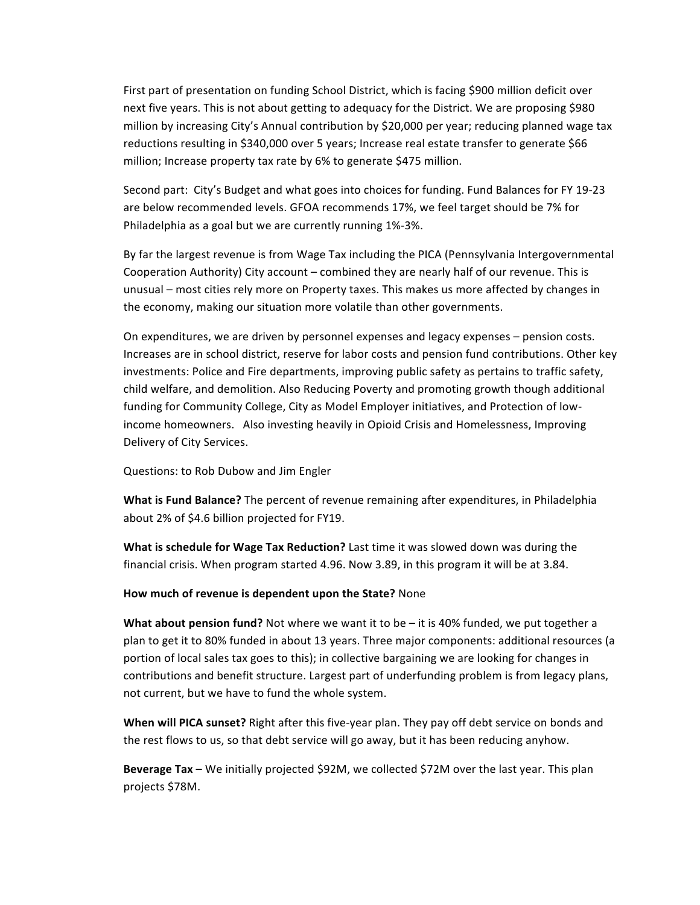First part of presentation on funding School District, which is facing $900 million deficit over next five years. This is not about getting to adequacy for the District. We are proposing $980 million by increasing City's Annual contribution by $20,000 per year; reducing planned wage tax reductions resulting in $340,000 over 5 years; Increase real estate transfer to generate $66 million; Increase property tax rate by 6% to generate $475 million.

Second part: City's Budget and what goes into choices for funding. Fund Balances for FY 19-23 are below recommended levels. GFOA recommends 17%, we feel target should be 7% for Philadelphia as a goal but we are currently running 1%-3%.

By far the largest revenue is from Wage Tax including the PICA (Pennsylvania Intergovernmental Cooperation Authority) City account – combined they are nearly half of our revenue. This is unusual – most cities rely more on Property taxes. This makes us more affected by changes in the economy, making our situation more volatile than other governments.

On expenditures, we are driven by personnel expenses and legacy expenses – pension costs. Increases are in school district, reserve for labor costs and pension fund contributions. Other key investments: Police and Fire departments, improving public safety as pertains to traffic safety, child welfare, and demolition. Also Reducing Poverty and promoting growth though additional funding for Community College, City as Model Employer initiatives, and Protection of low-income homeowners. Also investing heavily in Opioid Crisis and Homelessness, Improving Delivery of City Services.

Questions: to Rob Dubow and Jim Engler

**What is Fund Balance?** The percent of revenue remaining after expenditures, in Philadelphia about 2% of $4.6 billion projected for FY19.

**What is schedule for Wage Tax Reduction?** Last time it was slowed down was during the financial crisis. When program started 4.96. Now 3.89, in this program it will be at 3.84.

**How much of revenue is dependent upon the State?** None

**What about pension fund?** Not where we want it to be – it is 40% funded, we put together a plan to get it to 80% funded in about 13 years. Three major components: additional resources (a portion of local sales tax goes to this); in collective bargaining we are looking for changes in contributions and benefit structure. Largest part of underfunding problem is from legacy plans, not current, but we have to fund the whole system.

**When will PICA sunset?** Right after this five-year plan. They pay off debt service on bonds and the rest flows to us, so that debt service will go away, but it has been reducing anyhow.

**Beverage Tax** – We initially projected $92M, we collected $72M over the last year. This plan projects $78M.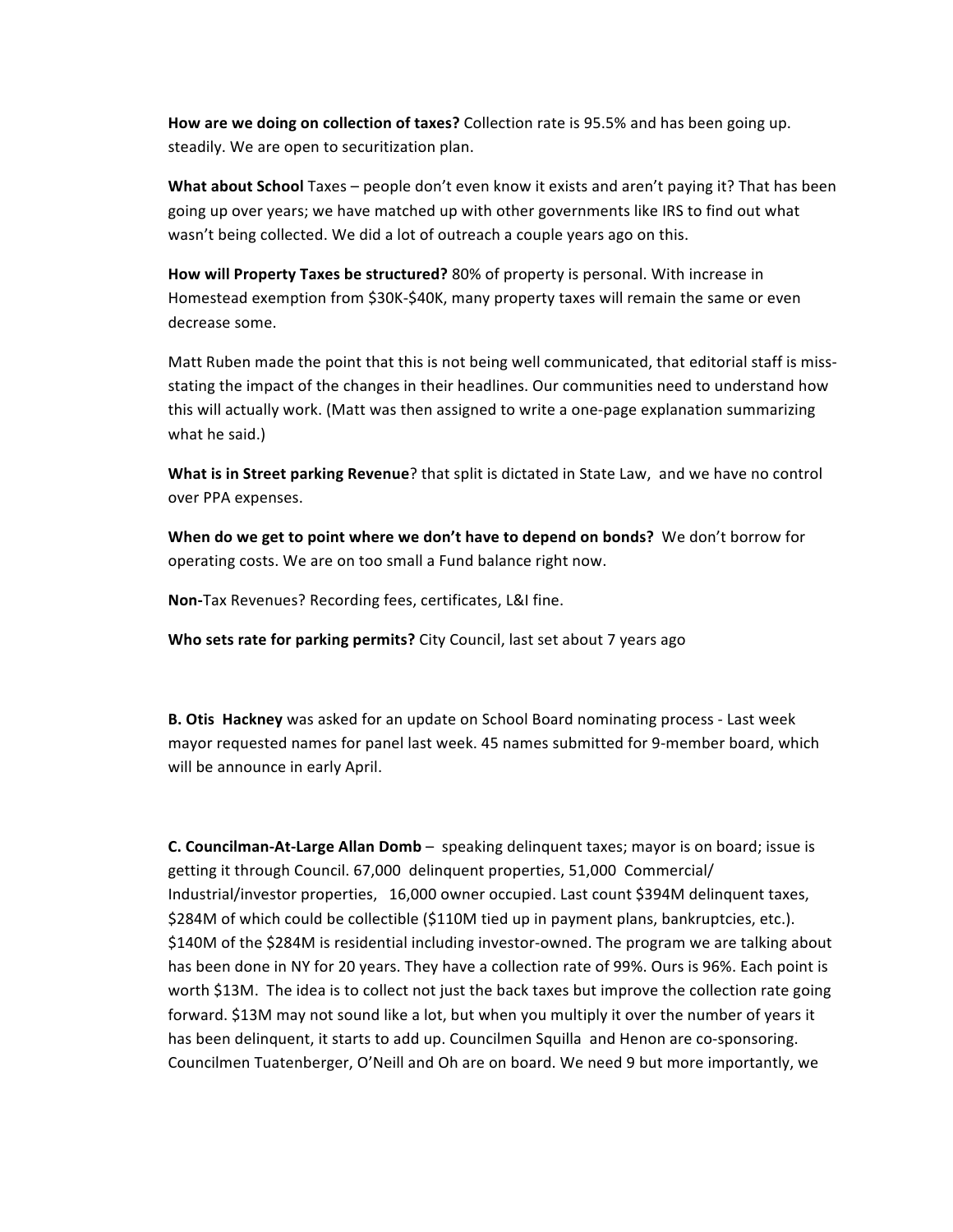**How are we doing on collection of taxes?** Collection rate is 95.5% and has been going up. steadily. We are open to securitization plan.

**What about School** Taxes – people don't even know it exists and aren't paying it? That has been going up over years; we have matched up with other governments like IRS to find out what wasn't being collected. We did a lot of outreach a couple years ago on this.

**How will Property Taxes be structured?** 80% of property is personal. With increase in Homestead exemption from $30K-$40K, many property taxes will remain the same or even decrease some.

Matt Ruben made the point that this is not being well communicated, that editorial staff is miss-stating the impact of the changes in their headlines. Our communities need to understand how this will actually work. (Matt was then assigned to write a one-page explanation summarizing what he said.)

**What is in Street parking Revenue**? that split is dictated in State Law, and we have no control over PPA expenses.

**When do we get to point where we don't have to depend on bonds?** We don't borrow for operating costs. We are on too small a Fund balance right now.

**Non-**Tax Revenues? Recording fees, certificates, L&I fine.

**Who sets rate for parking permits?** City Council, last set about 7 years ago

**B. Otis Hackney** was asked for an update on School Board nominating process - Last week mayor requested names for panel last week. 45 names submitted for 9-member board, which will be announce in early April.

**C. Councilman-At-Large Allan Domb** – speaking delinquent taxes; mayor is on board; issue is getting it through Council. 67,000 delinquent properties, 51,000 Commercial/ Industrial/investor properties, 16,000 owner occupied. Last count $394M delinquent taxes, $284M of which could be collectible ($110M tied up in payment plans, bankruptcies, etc.). $140M of the $284M is residential including investor-owned. The program we are talking about has been done in NY for 20 years. They have a collection rate of 99%. Ours is 96%. Each point is worth $13M. The idea is to collect not just the back taxes but improve the collection rate going forward. $13M may not sound like a lot, but when you multiply it over the number of years it has been delinquent, it starts to add up. Councilmen Squilla and Henon are co-sponsoring. Councilmen Tuatenberger, O'Neill and Oh are on board. We need 9 but more importantly, we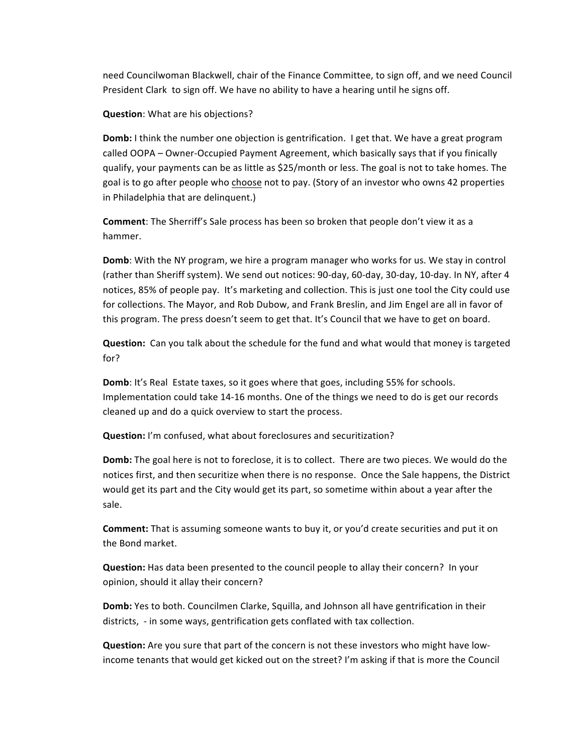need Councilwoman Blackwell, chair of the Finance Committee, to sign off, and we need Council President Clark to sign off. We have no ability to have a hearing until he signs off.

**Question**: What are his objections?

**Domb:** I think the number one objection is gentrification. I get that. We have a great program called OOPA – Owner-Occupied Payment Agreement, which basically says that if you finically qualify, your payments can be as little as $25/month or less. The goal is not to take homes. The goal is to go after people who <u>choose</u> not to pay. (Story of an investor who owns 42 properties in Philadelphia that are delinquent.)

**Comment**: The Sherriff's Sale process has been so broken that people don't view it as a hammer.

**Domb**: With the NY program, we hire a program manager who works for us. We stay in control (rather than Sheriff system). We send out notices: 90-day, 60-day, 30-day, 10-day. In NY, after 4 notices, 85% of people pay. It's marketing and collection. This is just one tool the City could use for collections. The Mayor, and Rob Dubow, and Frank Breslin, and Jim Engel are all in favor of this program. The press doesn't seem to get that. It's Council that we have to get on board.

**Question:** Can you talk about the schedule for the fund and what would that money is targeted for?

**Domb**: It's Real Estate taxes, so it goes where that goes, including 55% for schools. Implementation could take 14-16 months. One of the things we need to do is get our records cleaned up and do a quick overview to start the process.

**Question:** I'm confused, what about foreclosures and securitization?

**Domb:** The goal here is not to foreclose, it is to collect. There are two pieces. We would do the notices first, and then securitize when there is no response. Once the Sale happens, the District would get its part and the City would get its part, so sometime within about a year after the sale.

**Comment:** That is assuming someone wants to buy it, or you'd create securities and put it on the Bond market.

**Question:** Has data been presented to the council people to allay their concern? In your opinion, should it allay their concern?

**Domb:** Yes to both. Councilmen Clarke, Squilla, and Johnson all have gentrification in their districts, - in some ways, gentrification gets conflated with tax collection.

**Question:** Are you sure that part of the concern is not these investors who might have low-income tenants that would get kicked out on the street? I'm asking if that is more the Council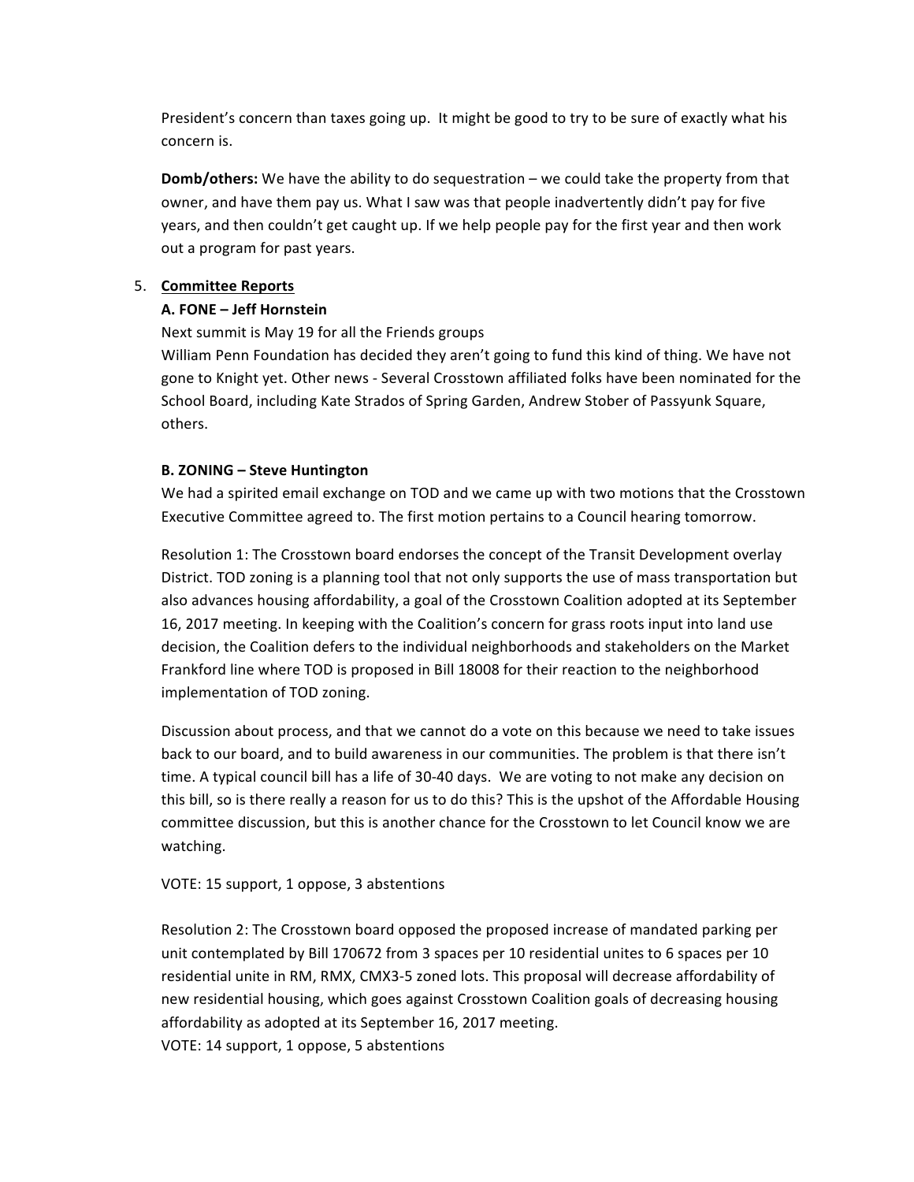President's concern than taxes going up. It might be good to try to be sure of exactly what his concern is.

**Domb/others:** We have the ability to do sequestration – we could take the property from that owner, and have them pay us. What I saw was that people inadvertently didn't pay for five years, and then couldn't get caught up. If we help people pay for the first year and then work out a program for past years.

5. **Committee Reports**

**A. FONE – Jeff Hornstein**

Next summit is May 19 for all the Friends groups
William Penn Foundation has decided they aren't going to fund this kind of thing. We have not gone to Knight yet. Other news - Several Crosstown affiliated folks have been nominated for the School Board, including Kate Strados of Spring Garden, Andrew Stober of Passyunk Square, others.

**B. ZONING – Steve Huntington**

We had a spirited email exchange on TOD and we came up with two motions that the Crosstown Executive Committee agreed to. The first motion pertains to a Council hearing tomorrow.

Resolution 1: The Crosstown board endorses the concept of the Transit Development overlay District. TOD zoning is a planning tool that not only supports the use of mass transportation but also advances housing affordability, a goal of the Crosstown Coalition adopted at its September 16, 2017 meeting. In keeping with the Coalition's concern for grass roots input into land use decision, the Coalition defers to the individual neighborhoods and stakeholders on the Market Frankford line where TOD is proposed in Bill 18008 for their reaction to the neighborhood implementation of TOD zoning.

Discussion about process, and that we cannot do a vote on this because we need to take issues back to our board, and to build awareness in our communities. The problem is that there isn't time. A typical council bill has a life of 30-40 days. We are voting to not make any decision on this bill, so is there really a reason for us to do this? This is the upshot of the Affordable Housing committee discussion, but this is another chance for the Crosstown to let Council know we are watching.

VOTE: 15 support, 1 oppose, 3 abstentions

Resolution 2: The Crosstown board opposed the proposed increase of mandated parking per unit contemplated by Bill 170672 from 3 spaces per 10 residential unites to 6 spaces per 10 residential unite in RM, RMX, CMX3-5 zoned lots. This proposal will decrease affordability of new residential housing, which goes against Crosstown Coalition goals of decreasing housing affordability as adopted at its September 16, 2017 meeting.
VOTE: 14 support, 1 oppose, 5 abstentions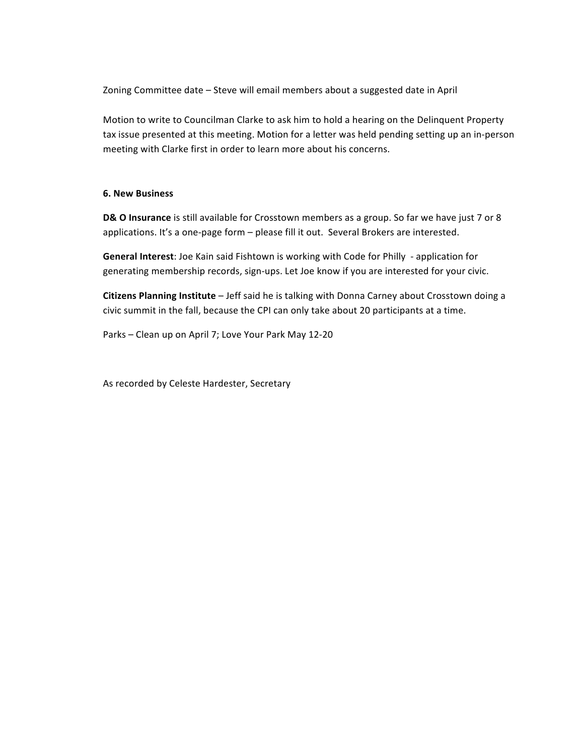Zoning Committee date – Steve will email members about a suggested date in April

Motion to write to Councilman Clarke to ask him to hold a hearing on the Delinquent Property tax issue presented at this meeting. Motion for a letter was held pending setting up an in-person meeting with Clarke first in order to learn more about his concerns.

**6. New Business**

**D& O Insurance** is still available for Crosstown members as a group. So far we have just 7 or 8 applications. It's a one-page form – please fill it out. Several Brokers are interested.

**General Interest**: Joe Kain said Fishtown is working with Code for Philly - application for generating membership records, sign-ups. Let Joe know if you are interested for your civic.

**Citizens Planning Institute** – Jeff said he is talking with Donna Carney about Crosstown doing a civic summit in the fall, because the CPI can only take about 20 participants at a time.

Parks – Clean up on April 7; Love Your Park May 12-20

As recorded by Celeste Hardester, Secretary